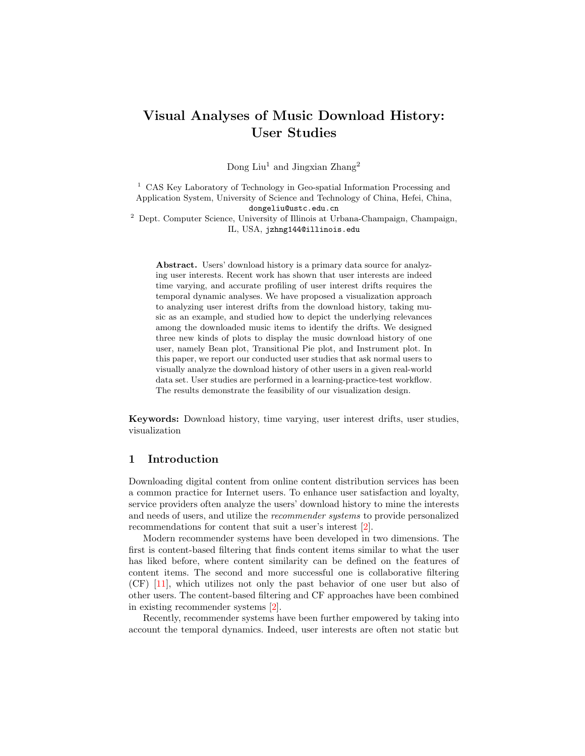# Visual Analyses of Music Download History: User Studies

Dong Liu[1] and Jingxian Zhang[2]

[1] CAS Key Laboratory of Technology in Geo-spatial Information Processing and Application System, University of Science and Technology of China, Hefei, China, `dongeliu@ustc.edu.cn`

[2] Dept. Computer Science, University of Illinois at Urbana-Champaign, Champaign, IL, USA, `jzhng144@illinois.edu`

**Abstract.** Users' download history is a primary data source for analyzing user interests. Recent work has shown that user interests are indeed time varying, and accurate profiling of user interest drifts requires the temporal dynamic analyses. We have proposed a visualization approach to analyzing user interest drifts from the download history, taking music as an example, and studied how to depict the underlying relevances among the downloaded music items to identify the drifts. We designed three new kinds of plots to display the music download history of one user, namely Bean plot, Transitional Pie plot, and Instrument plot. In this paper, we report our conducted user studies that ask normal users to visually analyze the download history of other users in a given real-world data set. User studies are performed in a learning-practice-test workflow. The results demonstrate the feasibility of our visualization design.

**Keywords:** Download history, time varying, user interest drifts, user studies, visualization

## 1 Introduction

Downloading digital content from online content distribution services has been a common practice for Internet users. To enhance user satisfaction and loyalty, service providers often analyze the users' download history to mine the interests and needs of users, and utilize the *recommender systems* to provide personalized recommendations for content that suit a user's interest [2].

Modern recommender systems have been developed in two dimensions. The first is content-based filtering that finds content items similar to what the user has liked before, where content similarity can be defined on the features of content items. The second and more successful one is collaborative filtering (CF) [11], which utilizes not only the past behavior of one user but also of other users. The content-based filtering and CF approaches have been combined in existing recommender systems [2].

Recently, recommender systems have been further empowered by taking into account the temporal dynamics. Indeed, user interests are often not static but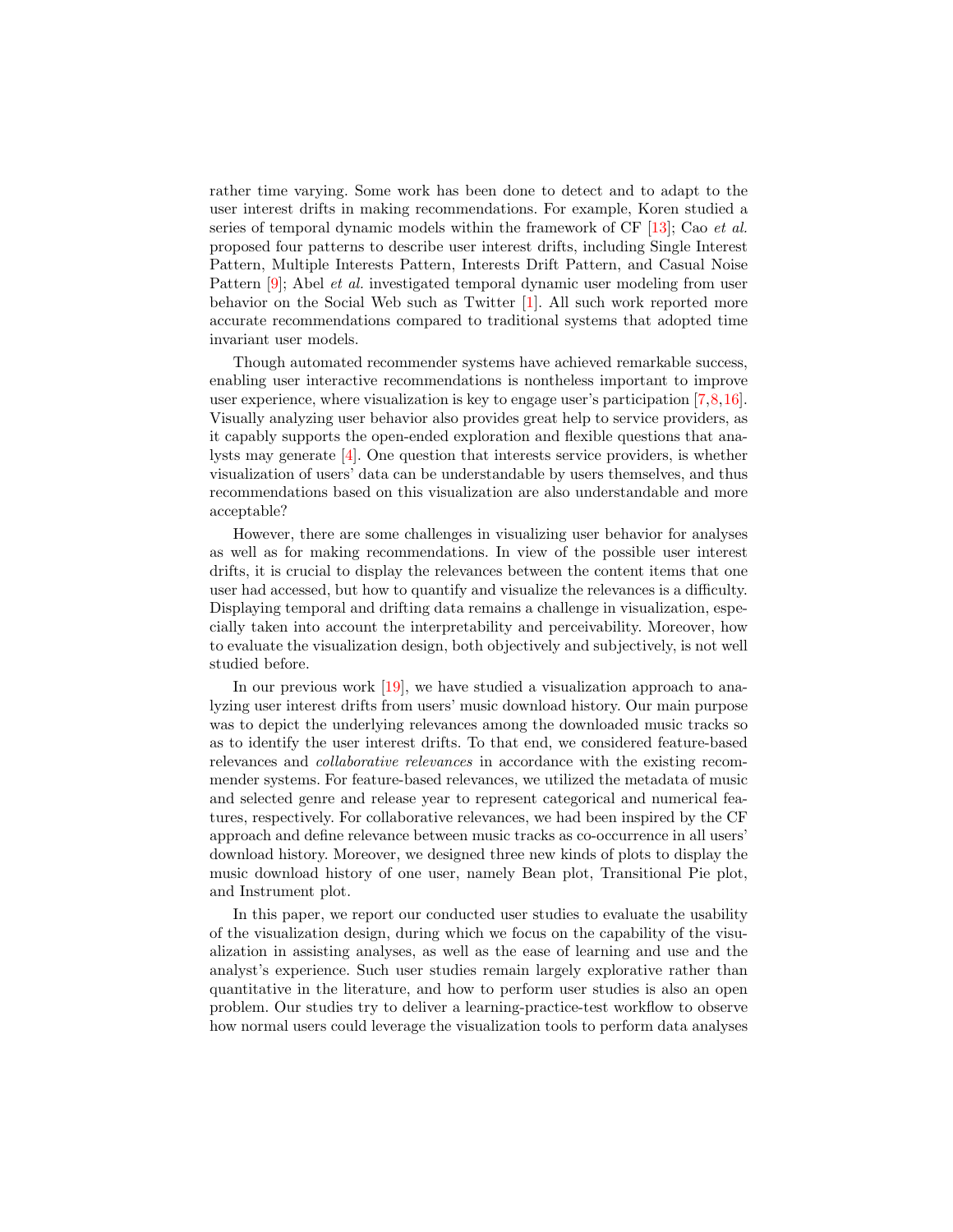rather time varying. Some work has been done to detect and to adapt to the user interest drifts in making recommendations. For example, Koren studied a series of temporal dynamic models within the framework of CF [13]; Cao *et al.* proposed four patterns to describe user interest drifts, including Single Interest Pattern, Multiple Interests Pattern, Interests Drift Pattern, and Casual Noise Pattern [9]; Abel *et al.* investigated temporal dynamic user modeling from user behavior on the Social Web such as Twitter [1]. All such work reported more accurate recommendations compared to traditional systems that adopted time invariant user models.

Though automated recommender systems have achieved remarkable success, enabling user interactive recommendations is nontheless important to improve user experience, where visualization is key to engage user's participation [7,8,16]. Visually analyzing user behavior also provides great help to service providers, as it capably supports the open-ended exploration and flexible questions that analysts may generate [4]. One question that interests service providers, is whether visualization of users' data can be understandable by users themselves, and thus recommendations based on this visualization are also understandable and more acceptable?

However, there are some challenges in visualizing user behavior for analyses as well as for making recommendations. In view of the possible user interest drifts, it is crucial to display the relevances between the content items that one user had accessed, but how to quantify and visualize the relevances is a difficulty. Displaying temporal and drifting data remains a challenge in visualization, especially taken into account the interpretability and perceivability. Moreover, how to evaluate the visualization design, both objectively and subjectively, is not well studied before.

In our previous work [19], we have studied a visualization approach to analyzing user interest drifts from users' music download history. Our main purpose was to depict the underlying relevances among the downloaded music tracks so as to identify the user interest drifts. To that end, we considered feature-based relevances and *collaborative relevances* in accordance with the existing recommender systems. For feature-based relevances, we utilized the metadata of music and selected genre and release year to represent categorical and numerical features, respectively. For collaborative relevances, we had been inspired by the CF approach and define relevance between music tracks as co-occurrence in all users' download history. Moreover, we designed three new kinds of plots to display the music download history of one user, namely Bean plot, Transitional Pie plot, and Instrument plot.

In this paper, we report our conducted user studies to evaluate the usability of the visualization design, during which we focus on the capability of the visualization in assisting analyses, as well as the ease of learning and use and the analyst's experience. Such user studies remain largely explorative rather than quantitative in the literature, and how to perform user studies is also an open problem. Our studies try to deliver a learning-practice-test workflow to observe how normal users could leverage the visualization tools to perform data analyses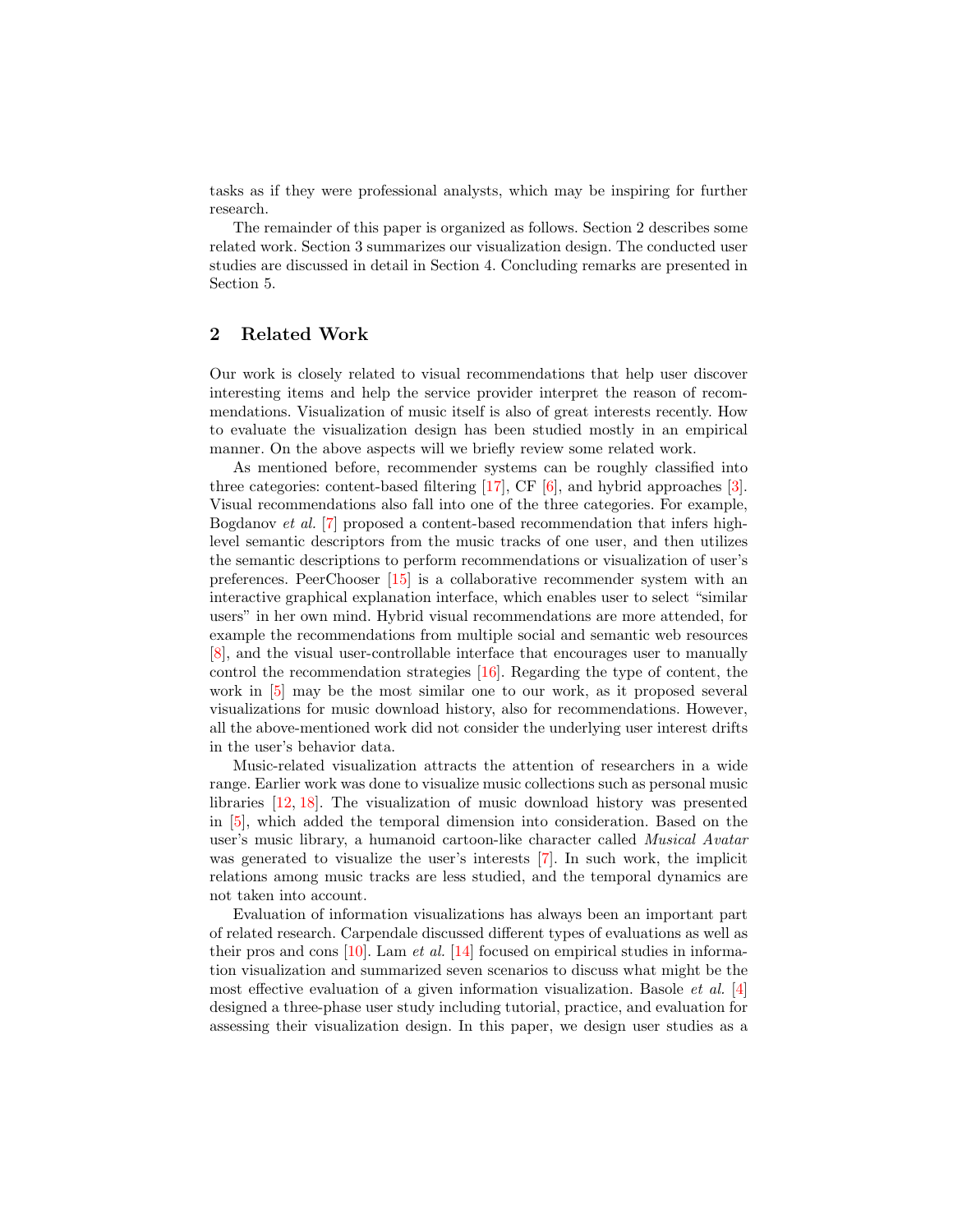tasks as if they were professional analysts, which may be inspiring for further research.

The remainder of this paper is organized as follows. Section 2 describes some related work. Section 3 summarizes our visualization design. The conducted user studies are discussed in detail in Section 4. Concluding remarks are presented in Section 5.

## 2 Related Work

Our work is closely related to visual recommendations that help user discover interesting items and help the service provider interpret the reason of recommendations. Visualization of music itself is also of great interests recently. How to evaluate the visualization design has been studied mostly in an empirical manner. On the above aspects will we briefly review some related work.

As mentioned before, recommender systems can be roughly classified into three categories: content-based filtering [17], CF [6], and hybrid approaches [3]. Visual recommendations also fall into one of the three categories. For example, Bogdanov *et al.* [7] proposed a content-based recommendation that infers high-level semantic descriptors from the music tracks of one user, and then utilizes the semantic descriptions to perform recommendations or visualization of user's preferences. PeerChooser [15] is a collaborative recommender system with an interactive graphical explanation interface, which enables user to select "similar users" in her own mind. Hybrid visual recommendations are more attended, for example the recommendations from multiple social and semantic web resources [8], and the visual user-controllable interface that encourages user to manually control the recommendation strategies [16]. Regarding the type of content, the work in [5] may be the most similar one to our work, as it proposed several visualizations for music download history, also for recommendations. However, all the above-mentioned work did not consider the underlying user interest drifts in the user's behavior data.

Music-related visualization attracts the attention of researchers in a wide range. Earlier work was done to visualize music collections such as personal music libraries [12, 18]. The visualization of music download history was presented in [5], which added the temporal dimension into consideration. Based on the user's music library, a humanoid cartoon-like character called *Musical Avatar* was generated to visualize the user's interests [7]. In such work, the implicit relations among music tracks are less studied, and the temporal dynamics are not taken into account.

Evaluation of information visualizations has always been an important part of related research. Carpendale discussed different types of evaluations as well as their pros and cons [10]. Lam *et al.* [14] focused on empirical studies in information visualization and summarized seven scenarios to discuss what might be the most effective evaluation of a given information visualization. Basole *et al.* [4] designed a three-phase user study including tutorial, practice, and evaluation for assessing their visualization design. In this paper, we design user studies as a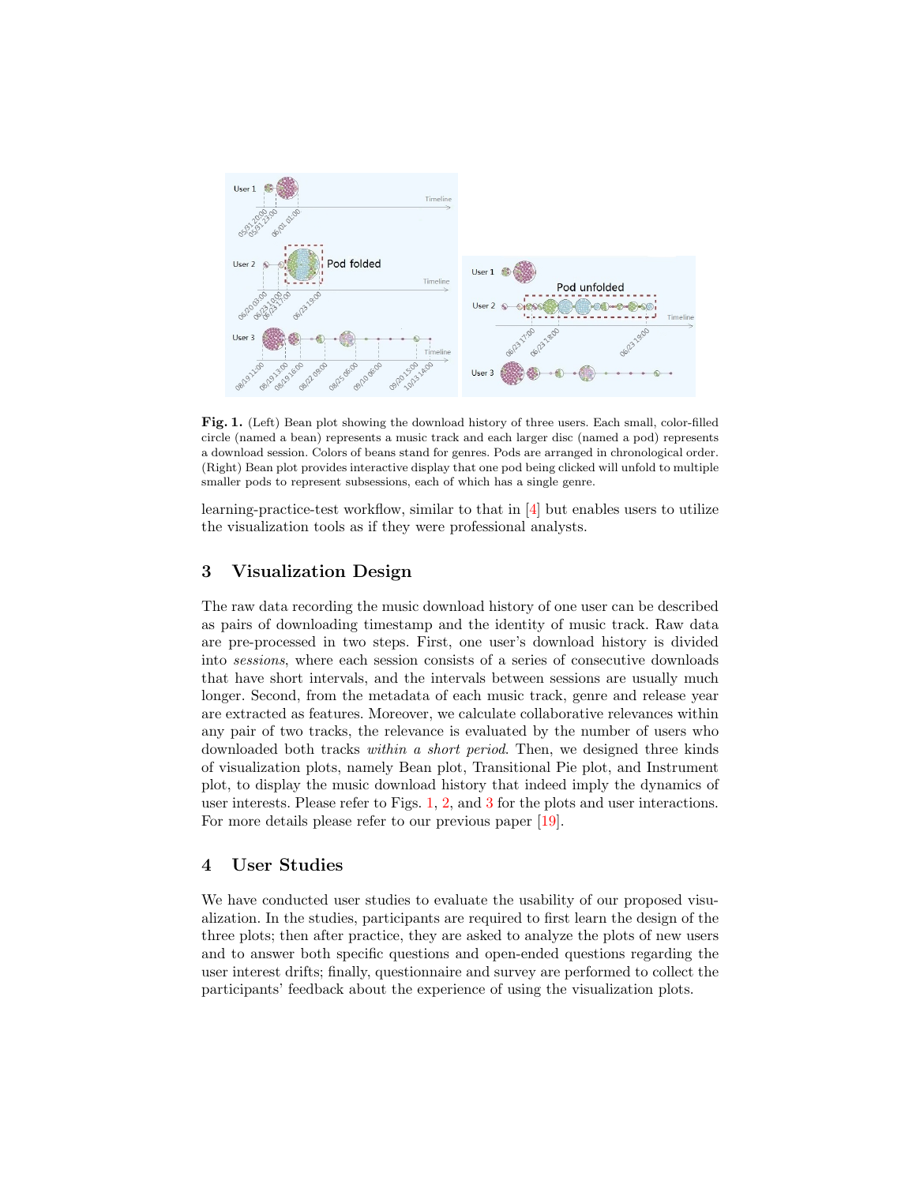**Fig. 1.** (Left) Bean plot showing the download history of three users. Each small, color-filled circle (named a bean) represents a music track and each larger disc (named a pod) represents a download session. Colors of beans stand for genres. Pods are arranged in chronological order. (Right) Bean plot provides interactive display that one pod being clicked will unfold to multiple smaller pods to represent subsessions, each of which has a single genre.

learning-practice-test workflow, similar to that in [4] but enables users to utilize the visualization tools as if they were professional analysts.

## 3 Visualization Design

The raw data recording the music download history of one user can be described as pairs of downloading timestamp and the identity of music track. Raw data are pre-processed in two steps. First, one user's download history is divided into *sessions*, where each session consists of a series of consecutive downloads that have short intervals, and the intervals between sessions are usually much longer. Second, from the metadata of each music track, genre and release year are extracted as features. Moreover, we calculate collaborative relevances within any pair of two tracks, the relevance is evaluated by the number of users who downloaded both tracks *within a short period*. Then, we designed three kinds of visualization plots, namely Bean plot, Transitional Pie plot, and Instrument plot, to display the music download history that indeed imply the dynamics of user interests. Please refer to Figs. 1, 2, and 3 for the plots and user interactions. For more details please refer to our previous paper [19].

## 4 User Studies

We have conducted user studies to evaluate the usability of our proposed visualization. In the studies, participants are required to first learn the design of the three plots; then after practice, they are asked to analyze the plots of new users and to answer both specific questions and open-ended questions regarding the user interest drifts; finally, questionnaire and survey are performed to collect the participants' feedback about the experience of using the visualization plots.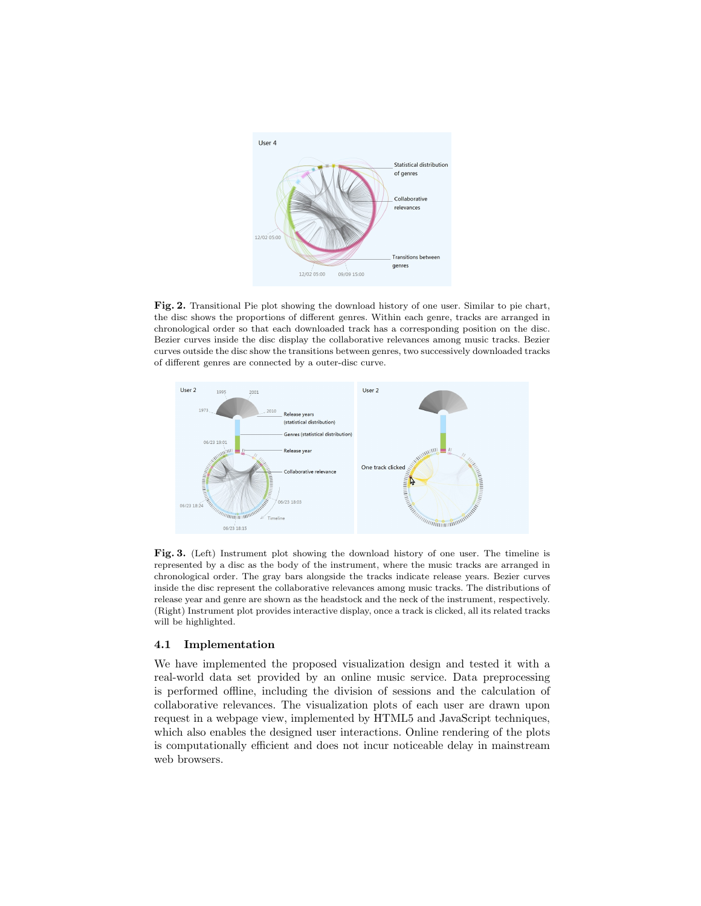**Fig. 2.** Transitional Pie plot showing the download history of one user. Similar to pie chart, the disc shows the proportions of different genres. Within each genre, tracks are arranged in chronological order so that each downloaded track has a corresponding position on the disc. Bezier curves inside the disc display the collaborative relevances among music tracks. Bezier curves outside the disc show the transitions between genres, two successively downloaded tracks of different genres are connected by a outer-disc curve.

**Fig. 3.** (Left) Instrument plot showing the download history of one user. The timeline is represented by a disc as the body of the instrument, where the music tracks are arranged in chronological order. The gray bars alongside the tracks indicate release years. Bezier curves inside the disc represent the collaborative relevances among music tracks. The distributions of release year and genre are shown as the headstock and the neck of the instrument, respectively. (Right) Instrument plot provides interactive display, once a track is clicked, all its related tracks will be highlighted.

### 4.1 Implementation

We have implemented the proposed visualization design and tested it with a real-world data set provided by an online music service. Data preprocessing is performed offline, including the division of sessions and the calculation of collaborative relevances. The visualization plots of each user are drawn upon request in a webpage view, implemented by HTML5 and JavaScript techniques, which also enables the designed user interactions. Online rendering of the plots is computationally efficient and does not incur noticeable delay in mainstream web browsers.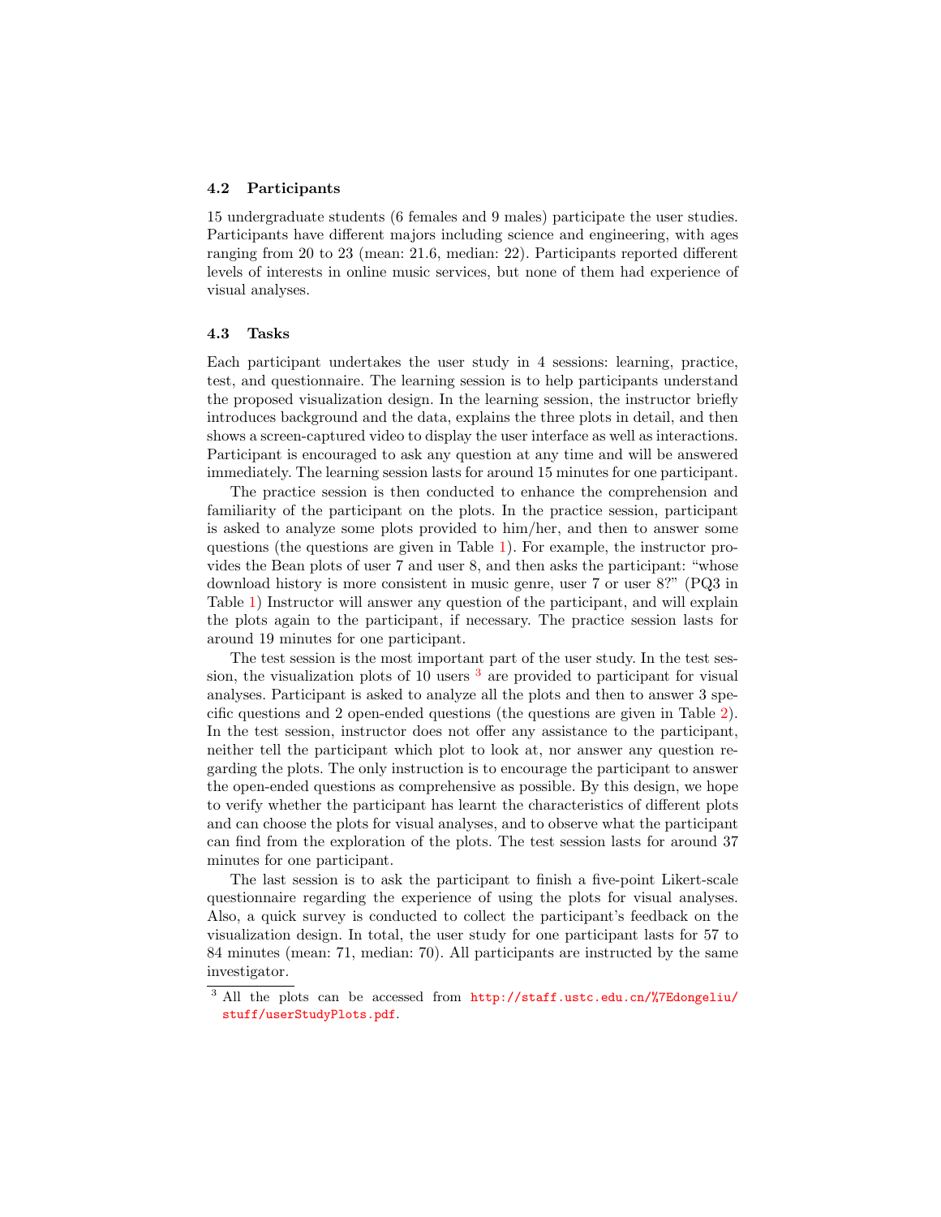### 4.2 Participants

15 undergraduate students (6 females and 9 males) participate the user studies. Participants have different majors including science and engineering, with ages ranging from 20 to 23 (mean: 21.6, median: 22). Participants reported different levels of interests in online music services, but none of them had experience of visual analyses.

### 4.3 Tasks

Each participant undertakes the user study in 4 sessions: learning, practice, test, and questionnaire. The learning session is to help participants understand the proposed visualization design. In the learning session, the instructor briefly introduces background and the data, explains the three plots in detail, and then shows a screen-captured video to display the user interface as well as interactions. Participant is encouraged to ask any question at any time and will be answered immediately. The learning session lasts for around 15 minutes for one participant.

The practice session is then conducted to enhance the comprehension and familiarity of the participant on the plots. In the practice session, participant is asked to analyze some plots provided to him/her, and then to answer some questions (the questions are given in Table 1). For example, the instructor provides the Bean plots of user 7 and user 8, and then asks the participant: "whose download history is more consistent in music genre, user 7 or user 8?" (PQ3 in Table 1) Instructor will answer any question of the participant, and will explain the plots again to the participant, if necessary. The practice session lasts for around 19 minutes for one participant.

The test session is the most important part of the user study. In the test session, the visualization plots of 10 users [3] are provided to participant for visual analyses. Participant is asked to analyze all the plots and then to answer 3 specific questions and 2 open-ended questions (the questions are given in Table 2). In the test session, instructor does not offer any assistance to the participant, neither tell the participant which plot to look at, nor answer any question regarding the plots. The only instruction is to encourage the participant to answer the open-ended questions as comprehensive as possible. By this design, we hope to verify whether the participant has learnt the characteristics of different plots and can choose the plots for visual analyses, and to observe what the participant can find from the exploration of the plots. The test session lasts for around 37 minutes for one participant.

The last session is to ask the participant to finish a five-point Likert-scale questionnaire regarding the experience of using the plots for visual analyses. Also, a quick survey is conducted to collect the participant's feedback on the visualization design. In total, the user study for one participant lasts for 57 to 84 minutes (mean: 71, median: 70). All participants are instructed by the same investigator.

[3] All the plots can be accessed from http://staff.ustc.edu.cn/%7Edongeliu/stuff/userStudyPlots.pdf.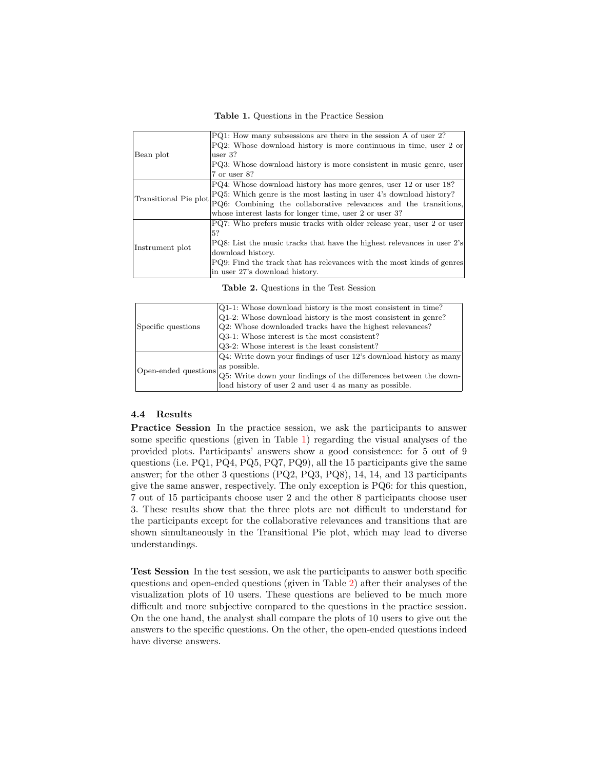**Table 1.** Questions in the Practice Session

| | |
|---|---|
| Bean plot | PQ1: How many subsessions are there in the session A of user 2?<br>PQ2: Whose download history is more continuous in time, user 2 or user 3?<br>PQ3: Whose download history is more consistent in music genre, user 7 or user 8? |
| Transitional Pie plot | PQ4: Whose download history has more genres, user 12 or user 18?<br>PQ5: Which genre is the most lasting in user 4's download history?<br>PQ6: Combining the collaborative relevances and the transitions, whose interest lasts for longer time, user 2 or user 3? |
| Instrument plot | PQ7: Who prefers music tracks with older release year, user 2 or user 5?<br>PQ8: List the music tracks that have the highest relevances in user 2's download history.<br>PQ9: Find the track that has relevances with the most kinds of genres in user 27's download history. |

**Table 2.** Questions in the Test Session

| | |
|---|---|
| Specific questions | Q1-1: Whose download history is the most consistent in time?<br>Q1-2: Whose download history is the most consistent in genre?<br>Q2: Whose downloaded tracks have the highest relevances?<br>Q3-1: Whose interest is the most consistent?<br>Q3-2: Whose interest is the least consistent? |
| Open-ended questions | Q4: Write down your findings of user 12's download history as many as possible.<br>Q5: Write down your findings of the differences between the download history of user 2 and user 4 as many as possible. |

### 4.4 Results

**Practice Session** In the practice session, we ask the participants to answer some specific questions (given in Table 1) regarding the visual analyses of the provided plots. Participants' answers show a good consistence: for 5 out of 9 questions (i.e. PQ1, PQ4, PQ5, PQ7, PQ9), all the 15 participants give the same answer; for the other 3 questions (PQ2, PQ3, PQ8), 14, 14, and 13 participants give the same answer, respectively. The only exception is PQ6: for this question, 7 out of 15 participants choose user 2 and the other 8 participants choose user 3. These results show that the three plots are not difficult to understand for the participants except for the collaborative relevances and transitions that are shown simultaneously in the Transitional Pie plot, which may lead to diverse understandings.

**Test Session** In the test session, we ask the participants to answer both specific questions and open-ended questions (given in Table 2) after their analyses of the visualization plots of 10 users. These questions are believed to be much more difficult and more subjective compared to the questions in the practice session. On the one hand, the analyst shall compare the plots of 10 users to give out the answers to the specific questions. On the other, the open-ended questions indeed have diverse answers.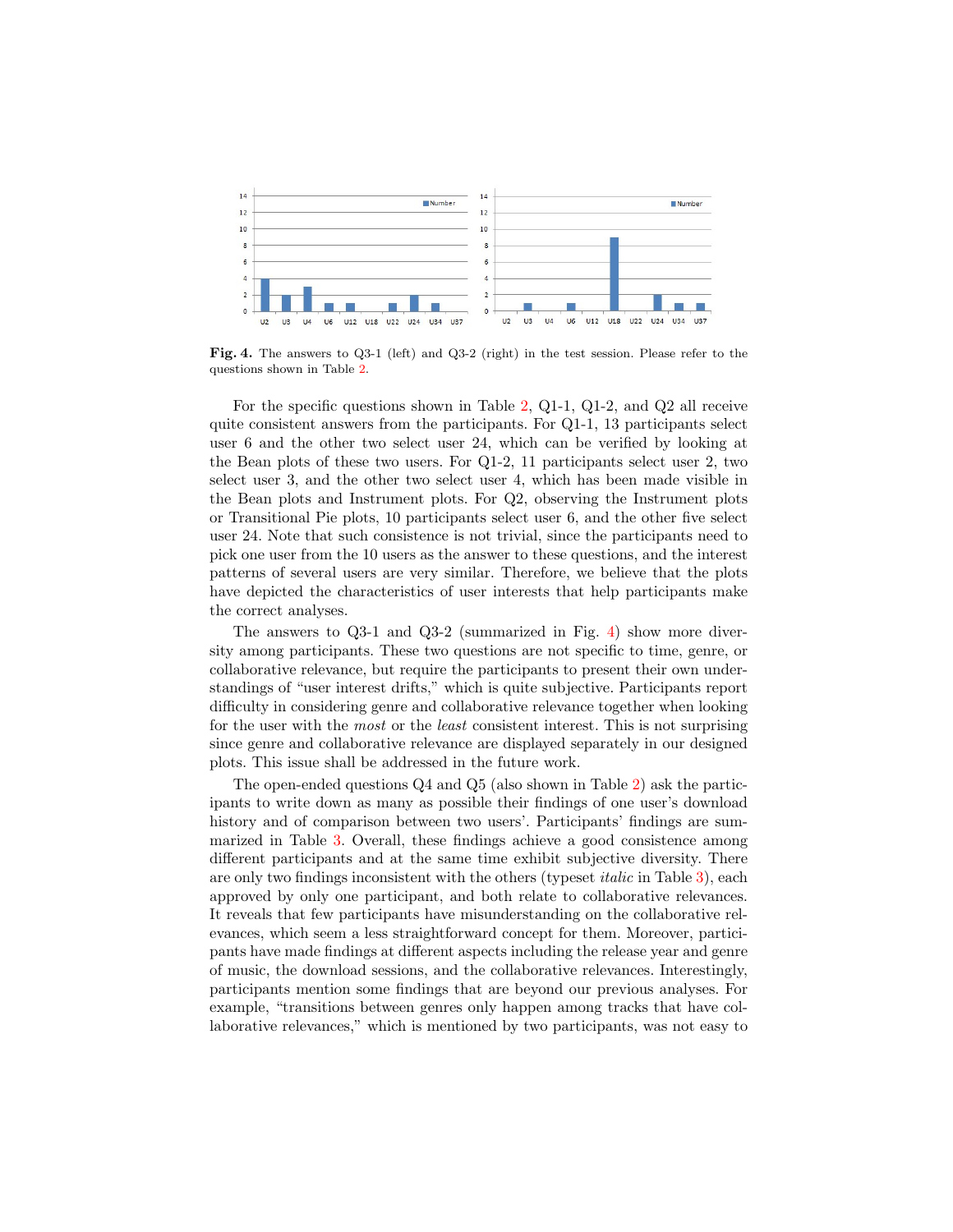**Fig. 4.** The answers to Q3-1 (left) and Q3-2 (right) in the test session. Please refer to the questions shown in Table 2.

For the specific questions shown in Table 2, Q1-1, Q1-2, and Q2 all receive quite consistent answers from the participants. For Q1-1, 13 participants select user 6 and the other two select user 24, which can be verified by looking at the Bean plots of these two users. For Q1-2, 11 participants select user 2, two select user 3, and the other two select user 4, which has been made visible in the Bean plots and Instrument plots. For Q2, observing the Instrument plots or Transitional Pie plots, 10 participants select user 6, and the other five select user 24. Note that such consistence is not trivial, since the participants need to pick one user from the 10 users as the answer to these questions, and the interest patterns of several users are very similar. Therefore, we believe that the plots have depicted the characteristics of user interests that help participants make the correct analyses.

The answers to Q3-1 and Q3-2 (summarized in Fig. 4) show more diversity among participants. These two questions are not specific to time, genre, or collaborative relevance, but require the participants to present their own understandings of "user interest drifts," which is quite subjective. Participants report difficulty in considering genre and collaborative relevance together when looking for the user with the *most* or the *least* consistent interest. This is not surprising since genre and collaborative relevance are displayed separately in our designed plots. This issue shall be addressed in the future work.

The open-ended questions Q4 and Q5 (also shown in Table 2) ask the participants to write down as many as possible their findings of one user's download history and of comparison between two users'. Participants' findings are summarized in Table 3. Overall, these findings achieve a good consistence among different participants and at the same time exhibit subjective diversity. There are only two findings inconsistent with the others (typeset *italic* in Table 3), each approved by only one participant, and both relate to collaborative relevances. It reveals that few participants have misunderstanding on the collaborative relevances, which seem a less straightforward concept for them. Moreover, participants have made findings at different aspects including the release year and genre of music, the download sessions, and the collaborative relevances. Interestingly, participants mention some findings that are beyond our previous analyses. For example, "transitions between genres only happen among tracks that have collaborative relevances," which is mentioned by two participants, was not easy to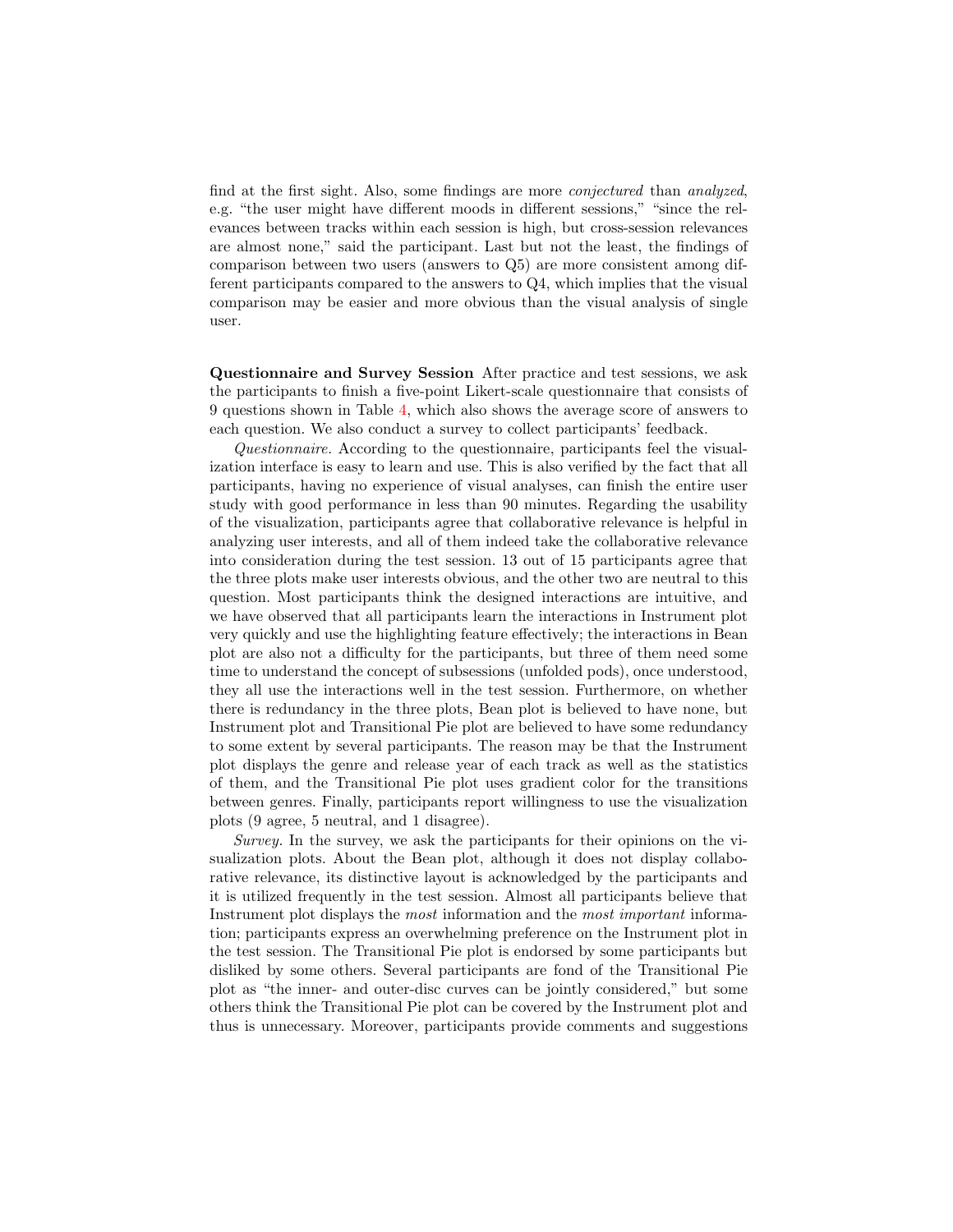find at the first sight. Also, some findings are more *conjectured* than *analyzed*, e.g. "the user might have different moods in different sessions," "since the relevances between tracks within each session is high, but cross-session relevances are almost none," said the participant. Last but not the least, the findings of comparison between two users (answers to Q5) are more consistent among different participants compared to the answers to Q4, which implies that the visual comparison may be easier and more obvious than the visual analysis of single user.

**Questionnaire and Survey Session** After practice and test sessions, we ask the participants to finish a five-point Likert-scale questionnaire that consists of 9 questions shown in Table 4, which also shows the average score of answers to each question. We also conduct a survey to collect participants' feedback.

*Questionnaire.* According to the questionnaire, participants feel the visualization interface is easy to learn and use. This is also verified by the fact that all participants, having no experience of visual analyses, can finish the entire user study with good performance in less than 90 minutes. Regarding the usability of the visualization, participants agree that collaborative relevance is helpful in analyzing user interests, and all of them indeed take the collaborative relevance into consideration during the test session. 13 out of 15 participants agree that the three plots make user interests obvious, and the other two are neutral to this question. Most participants think the designed interactions are intuitive, and we have observed that all participants learn the interactions in Instrument plot very quickly and use the highlighting feature effectively; the interactions in Bean plot are also not a difficulty for the participants, but three of them need some time to understand the concept of subsessions (unfolded pods), once understood, they all use the interactions well in the test session. Furthermore, on whether there is redundancy in the three plots, Bean plot is believed to have none, but Instrument plot and Transitional Pie plot are believed to have some redundancy to some extent by several participants. The reason may be that the Instrument plot displays the genre and release year of each track as well as the statistics of them, and the Transitional Pie plot uses gradient color for the transitions between genres. Finally, participants report willingness to use the visualization plots (9 agree, 5 neutral, and 1 disagree).

*Survey.* In the survey, we ask the participants for their opinions on the visualization plots. About the Bean plot, although it does not display collaborative relevance, its distinctive layout is acknowledged by the participants and it is utilized frequently in the test session. Almost all participants believe that Instrument plot displays the *most* information and the *most important* information; participants express an overwhelming preference on the Instrument plot in the test session. The Transitional Pie plot is endorsed by some participants but disliked by some others. Several participants are fond of the Transitional Pie plot as "the inner- and outer-disc curves can be jointly considered," but some others think the Transitional Pie plot can be covered by the Instrument plot and thus is unnecessary. Moreover, participants provide comments and suggestions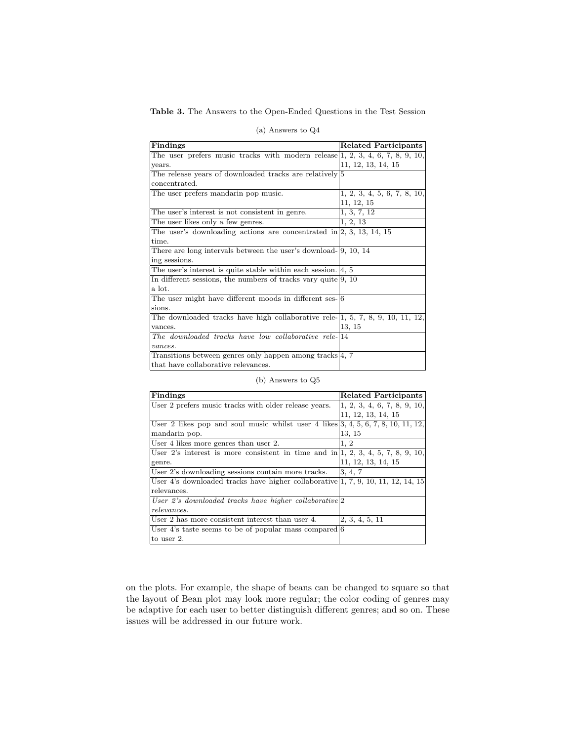**Table 3.** The Answers to the Open-Ended Questions in the Test Session

(a) Answers to Q4

| **Findings** | **Related Participants** |
| --- | --- |
| The user prefers music tracks with modern release years. | 1, 2, 3, 4, 6, 7, 8, 9, 10, 11, 12, 13, 14, 15 |
| The release years of downloaded tracks are relatively concentrated. | 5 |
| The user prefers mandarin pop music. | 1, 2, 3, 4, 5, 6, 7, 8, 10, 11, 12, 15 |
| The user's interest is not consistent in genre. | 1, 3, 7, 12 |
| The user likes only a few genres. | 1, 2, 13 |
| The user's downloading actions are concentrated in time. | 2, 3, 13, 14, 15 |
| There are long intervals between the user's downloading sessions. | 9, 10, 14 |
| The user's interest is quite stable within each session. | 4, 5 |
| In different sessions, the numbers of tracks vary quite a lot. | 9, 10 |
| The user might have different moods in different sessions. | 6 |
| The downloaded tracks have high collaborative relevances. | 1, 5, 7, 8, 9, 10, 11, 12, 13, 15 |
| *The downloaded tracks have low collaborative relevances.* | 14 |
| Transitions between genres only happen among tracks that have collaborative relevances. | 4, 7 |

(b) Answers to Q5

| **Findings** | **Related Participants** |
| --- | --- |
| User 2 prefers music tracks with older release years. | 1, 2, 3, 4, 6, 7, 8, 9, 10, 11, 12, 13, 14, 15 |
| User 2 likes pop and soul music whilst user 4 likes mandarin pop. | 3, 4, 5, 6, 7, 8, 10, 11, 12, 13, 15 |
| User 4 likes more genres than user 2. | 1, 2 |
| User 2's interest is more consistent in time and in genre. | 1, 2, 3, 4, 5, 7, 8, 9, 10, 11, 12, 13, 14, 15 |
| User 2's downloading sessions contain more tracks. | 3, 4, 7 |
| User 4's downloaded tracks have higher collaborative relevances. | 1, 7, 9, 10, 11, 12, 14, 15 |
| *User 2's downloaded tracks have higher collaborative relevances.* | 2 |
| User 2 has more consistent interest than user 4. | 2, 3, 4, 5, 11 |
| User 4's taste seems to be of popular mass compared to user 2. | 6 |

on the plots. For example, the shape of beans can be changed to square so that the layout of Bean plot may look more regular; the color coding of genres may be adaptive for each user to better distinguish different genres; and so on. These issues will be addressed in our future work.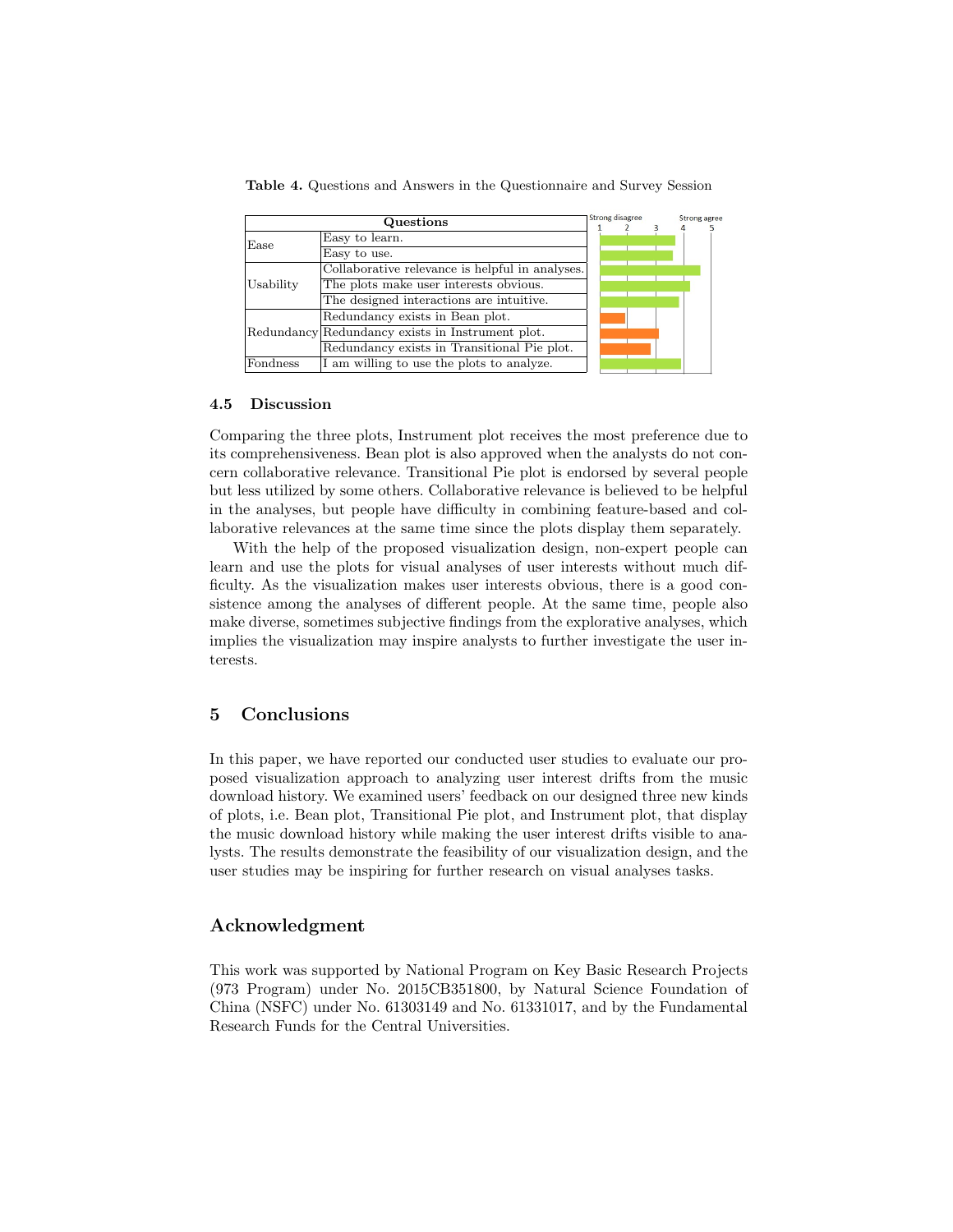**Table 4.** Questions and Answers in the Questionnaire and Survey Session

| Questions | | Strong disagree 1 2 3 4 5 Strong agree |
|---|---|---|
| Ease | Easy to learn. | |
| | Easy to use. | |
| Usability | Collaborative relevance is helpful in analyses. | |
| | The plots make user interests obvious. | |
| | The designed interactions are intuitive. | |
| Redundancy | Redundancy exists in Bean plot. | |
| | Redundancy exists in Instrument plot. | |
| | Redundancy exists in Transitional Pie plot. | |
| Fondness | I am willing to use the plots to analyze. | |

### 4.5 Discussion

Comparing the three plots, Instrument plot receives the most preference due to its comprehensiveness. Bean plot is also approved when the analysts do not concern collaborative relevance. Transitional Pie plot is endorsed by several people but less utilized by some others. Collaborative relevance is believed to be helpful in the analyses, but people have difficulty in combining feature-based and collaborative relevances at the same time since the plots display them separately.

With the help of the proposed visualization design, non-expert people can learn and use the plots for visual analyses of user interests without much difficulty. As the visualization makes user interests obvious, there is a good consistence among the analyses of different people. At the same time, people also make diverse, sometimes subjective findings from the explorative analyses, which implies the visualization may inspire analysts to further investigate the user interests.

## 5 Conclusions

In this paper, we have reported our conducted user studies to evaluate our proposed visualization approach to analyzing user interest drifts from the music download history. We examined users' feedback on our designed three new kinds of plots, i.e. Bean plot, Transitional Pie plot, and Instrument plot, that display the music download history while making the user interest drifts visible to analysts. The results demonstrate the feasibility of our visualization design, and the user studies may be inspiring for further research on visual analyses tasks.

## Acknowledgment

This work was supported by National Program on Key Basic Research Projects (973 Program) under No. 2015CB351800, by Natural Science Foundation of China (NSFC) under No. 61303149 and No. 61331017, and by the Fundamental Research Funds for the Central Universities.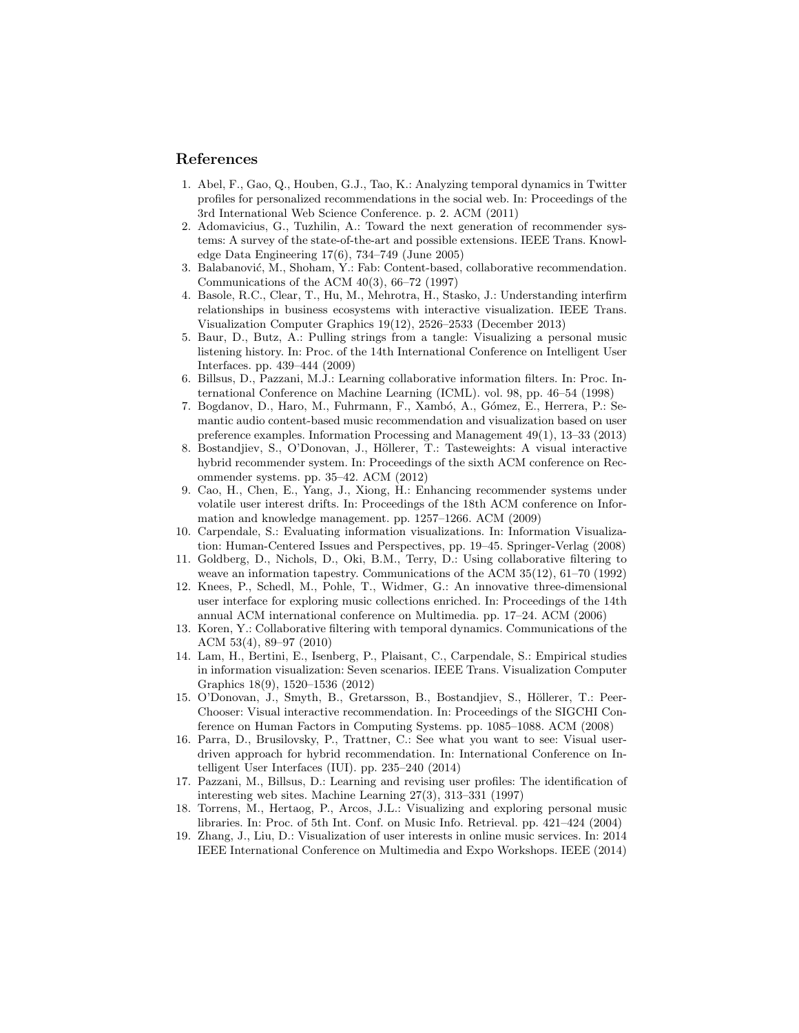## References

1. Abel, F., Gao, Q., Houben, G.J., Tao, K.: Analyzing temporal dynamics in Twitter profiles for personalized recommendations in the social web. In: Proceedings of the 3rd International Web Science Conference. p. 2. ACM (2011)
2. Adomavicius, G., Tuzhilin, A.: Toward the next generation of recommender systems: A survey of the state-of-the-art and possible extensions. IEEE Trans. Knowledge Data Engineering 17(6), 734–749 (June 2005)
3. Balabanović, M., Shoham, Y.: Fab: Content-based, collaborative recommendation. Communications of the ACM 40(3), 66–72 (1997)
4. Basole, R.C., Clear, T., Hu, M., Mehrotra, H., Stasko, J.: Understanding interfirm relationships in business ecosystems with interactive visualization. IEEE Trans. Visualization Computer Graphics 19(12), 2526–2533 (December 2013)
5. Baur, D., Butz, A.: Pulling strings from a tangle: Visualizing a personal music listening history. In: Proc. of the 14th International Conference on Intelligent User Interfaces. pp. 439–444 (2009)
6. Billsus, D., Pazzani, M.J.: Learning collaborative information filters. In: Proc. International Conference on Machine Learning (ICML). vol. 98, pp. 46–54 (1998)
7. Bogdanov, D., Haro, M., Fuhrmann, F., Xambó, A., Gómez, E., Herrera, P.: Semantic audio content-based music recommendation and visualization based on user preference examples. Information Processing and Management 49(1), 13–33 (2013)
8. Bostandjiev, S., O'Donovan, J., Höllerer, T.: Tasteweights: A visual interactive hybrid recommender system. In: Proceedings of the sixth ACM conference on Recommender systems. pp. 35–42. ACM (2012)
9. Cao, H., Chen, E., Yang, J., Xiong, H.: Enhancing recommender systems under volatile user interest drifts. In: Proceedings of the 18th ACM conference on Information and knowledge management. pp. 1257–1266. ACM (2009)
10. Carpendale, S.: Evaluating information visualizations. In: Information Visualization: Human-Centered Issues and Perspectives, pp. 19–45. Springer-Verlag (2008)
11. Goldberg, D., Nichols, D., Oki, B.M., Terry, D.: Using collaborative filtering to weave an information tapestry. Communications of the ACM 35(12), 61–70 (1992)
12. Knees, P., Schedl, M., Pohle, T., Widmer, G.: An innovative three-dimensional user interface for exploring music collections enriched. In: Proceedings of the 14th annual ACM international conference on Multimedia. pp. 17–24. ACM (2006)
13. Koren, Y.: Collaborative filtering with temporal dynamics. Communications of the ACM 53(4), 89–97 (2010)
14. Lam, H., Bertini, E., Isenberg, P., Plaisant, C., Carpendale, S.: Empirical studies in information visualization: Seven scenarios. IEEE Trans. Visualization Computer Graphics 18(9), 1520–1536 (2012)
15. O'Donovan, J., Smyth, B., Gretarsson, B., Bostandjiev, S., Höllerer, T.: PeerChooser: Visual interactive recommendation. In: Proceedings of the SIGCHI Conference on Human Factors in Computing Systems. pp. 1085–1088. ACM (2008)
16. Parra, D., Brusilovsky, P., Trattner, C.: See what you want to see: Visual user-driven approach for hybrid recommendation. In: International Conference on Intelligent User Interfaces (IUI). pp. 235–240 (2014)
17. Pazzani, M., Billsus, D.: Learning and revising user profiles: The identification of interesting web sites. Machine Learning 27(3), 313–331 (1997)
18. Torrens, M., Hertaog, P., Arcos, J.L.: Visualizing and exploring personal music libraries. In: Proc. of 5th Int. Conf. on Music Info. Retrieval. pp. 421–424 (2004)
19. Zhang, J., Liu, D.: Visualization of user interests in online music services. In: 2014 IEEE International Conference on Multimedia and Expo Workshops. IEEE (2014)